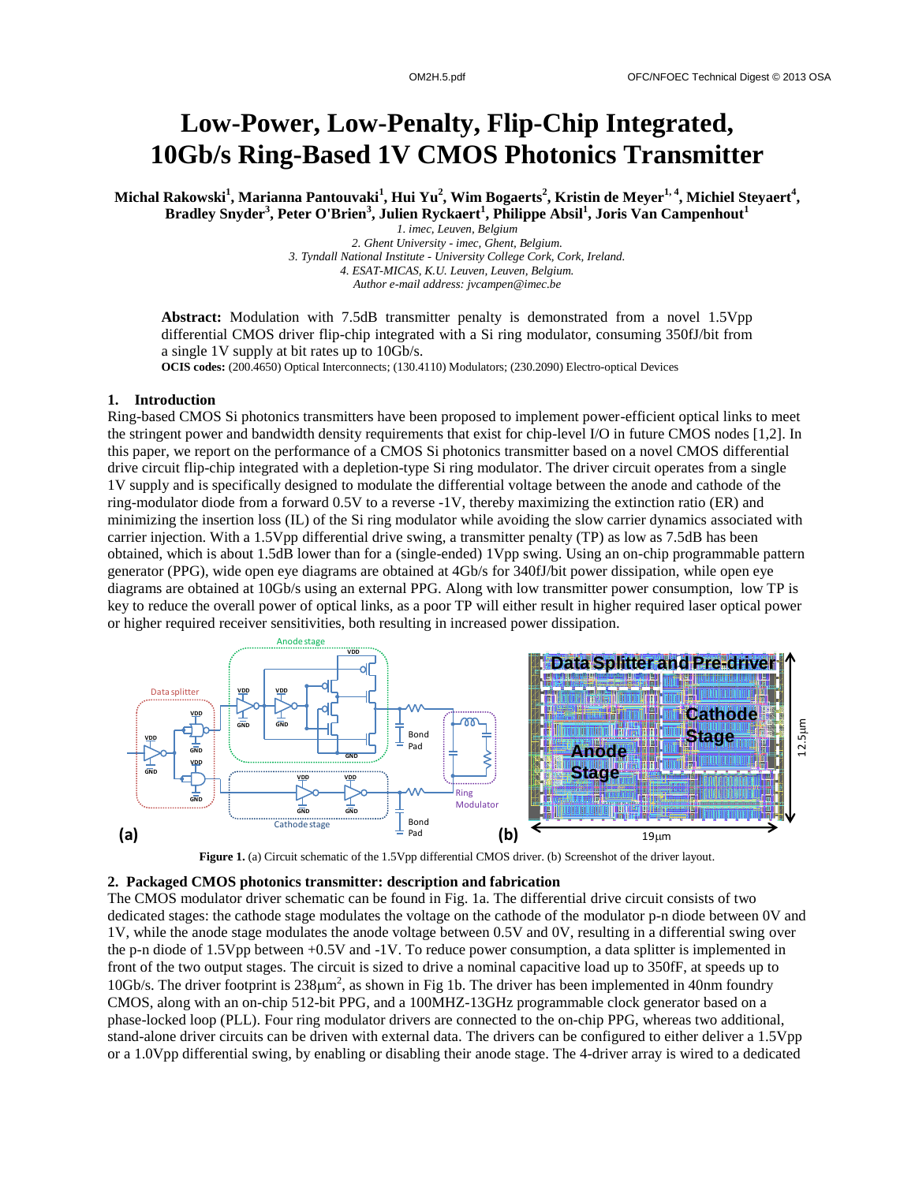# Low-Power, Low-Penalty, Flip-Chip Integrated, 10Gb/s Ring-Based 1V CMOS Photonics Transmitter

**Michal Rakowski[1], Marianna Pantouvaki[1], Hui Yu[2], Wim Bogaerts[2], Kristin de Meyer[1, 4], Michiel Steyaert[4], Bradley Snyder[3], Peter O'Brien[3], Julien Ryckaert[1], Philippe Absil[1], Joris Van Campenhout[1]**

*1. imec, Leuven, Belgium*
*2. Ghent University - imec, Ghent, Belgium.*
*3. Tyndall National Institute - University College Cork, Cork, Ireland.*
*4. ESAT-MICAS, K.U. Leuven, Leuven, Belgium.*
*Author e-mail address: jvcampen@imec.be*

**Abstract:** Modulation with 7.5dB transmitter penalty is demonstrated from a novel 1.5Vpp differential CMOS driver flip-chip integrated with a Si ring modulator, consuming 350fJ/bit from a single 1V supply at bit rates up to 10Gb/s.

**OCIS codes:** (200.4650) Optical Interconnects; (130.4110) Modulators; (230.2090) Electro-optical Devices

## 1. Introduction

Ring-based CMOS Si photonics transmitters have been proposed to implement power-efficient optical links to meet the stringent power and bandwidth density requirements that exist for chip-level I/O in future CMOS nodes [1,2]. In this paper, we report on the performance of a CMOS Si photonics transmitter based on a novel CMOS differential drive circuit flip-chip integrated with a depletion-type Si ring modulator. The driver circuit operates from a single 1V supply and is specifically designed to modulate the differential voltage between the anode and cathode of the ring-modulator diode from a forward 0.5V to a reverse -1V, thereby maximizing the extinction ratio (ER) and minimizing the insertion loss (IL) of the Si ring modulator while avoiding the slow carrier dynamics associated with carrier injection. With a 1.5Vpp differential drive swing, a transmitter penalty (TP) as low as 7.5dB has been obtained, which is about 1.5dB lower than for a (single-ended) 1Vpp swing. Using an on-chip programmable pattern generator (PPG), wide open eye diagrams are obtained at 4Gb/s for 340fJ/bit power dissipation, while open eye diagrams are obtained at 10Gb/s using an external PPG. Along with low transmitter power consumption, low TP is key to reduce the overall power of optical links, as a poor TP will either result in higher required laser optical power or higher required receiver sensitivities, both resulting in increased power dissipation.

**Figure 1.** (a) Circuit schematic of the 1.5Vpp differential CMOS driver. (b) Screenshot of the driver layout.

## 2. Packaged CMOS photonics transmitter: description and fabrication

The CMOS modulator driver schematic can be found in Fig. 1a. The differential drive circuit consists of two dedicated stages: the cathode stage modulates the voltage on the cathode of the modulator p-n diode between 0V and 1V, while the anode stage modulates the anode voltage between 0.5V and 0V, resulting in a differential swing over the p-n diode of 1.5Vpp between +0.5V and -1V. To reduce power consumption, a data splitter is implemented in front of the two output stages. The circuit is sized to drive a nominal capacitive load up to 350fF, at speeds up to 10Gb/s. The driver footprint is 238µm$^2$, as shown in Fig 1b. The driver has been implemented in 40nm foundry CMOS, along with an on-chip 512-bit PPG, and a 100MHZ-13GHz programmable clock generator based on a phase-locked loop (PLL). Four ring modulator drivers are connected to the on-chip PPG, whereas two additional, stand-alone driver circuits can be driven with external data. The drivers can be configured to either deliver a 1.5Vpp or a 1.0Vpp differential swing, by enabling or disabling their anode stage. The 4-driver array is wired to a dedicated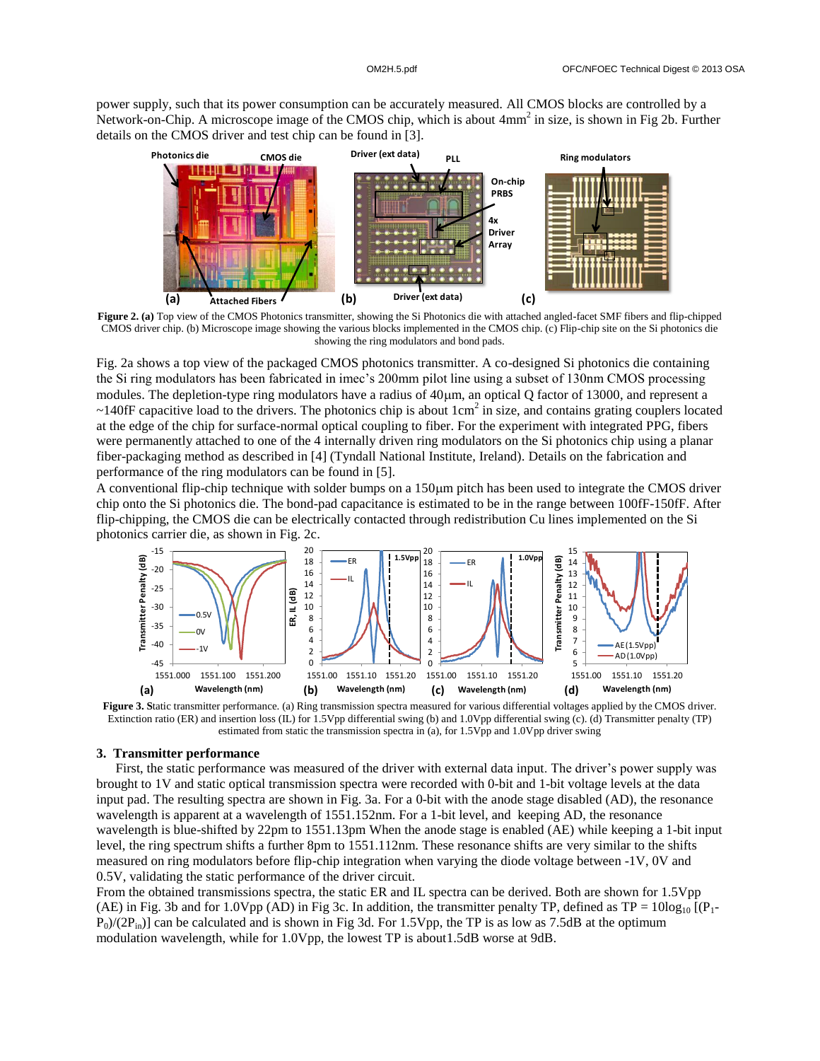power supply, such that its power consumption can be accurately measured. All CMOS blocks are controlled by a Network-on-Chip. A microscope image of the CMOS chip, which is about 4mm$^2$ in size, is shown in Fig 2b. Further details on the CMOS driver and test chip can be found in [3].

**Figure 2. (a)** Top view of the CMOS Photonics transmitter, showing the Si Photonics die with attached angled-facet SMF fibers and flip-chipped CMOS driver chip. (b) Microscope image showing the various blocks implemented in the CMOS chip. (c) Flip-chip site on the Si photonics die showing the ring modulators and bond pads.

Fig. 2a shows a top view of the packaged CMOS photonics transmitter. A co-designed Si photonics die containing the Si ring modulators has been fabricated in imec's 200mm pilot line using a subset of 130nm CMOS processing modules. The depletion-type ring modulators have a radius of 40µm, an optical Q factor of 13000, and represent a ~140fF capacitive load to the drivers. The photonics chip is about 1cm$^2$ in size, and contains grating couplers located at the edge of the chip for surface-normal optical coupling to fiber. For the experiment with integrated PPG, fibers were permanently attached to one of the 4 internally driven ring modulators on the Si photonics chip using a planar fiber-packaging method as described in [4] (Tyndall National Institute, Ireland). Details on the fabrication and performance of the ring modulators can be found in [5].

A conventional flip-chip technique with solder bumps on a 150µm pitch has been used to integrate the CMOS driver chip onto the Si photonics die. The bond-pad capacitance is estimated to be in the range between 100fF-150fF. After flip-chipping, the CMOS die can be electrically contacted through redistribution Cu lines implemented on the Si photonics carrier die, as shown in Fig. 2c.

**Figure 3. S**tatic transmitter performance. (a) Ring transmission spectra measured for various differential voltages applied by the CMOS driver. Extinction ratio (ER) and insertion loss (IL) for 1.5Vpp differential swing (b) and 1.0Vpp differential swing (c). (d) Transmitter penalty (TP) estimated from static the transmission spectra in (a), for 1.5Vpp and 1.0Vpp driver swing

## 3. Transmitter performance

First, the static performance was measured of the driver with external data input. The driver's power supply was brought to 1V and static optical transmission spectra were recorded with 0-bit and 1-bit voltage levels at the data input pad. The resulting spectra are shown in Fig. 3a. For a 0-bit with the anode stage disabled (AD), the resonance wavelength is apparent at a wavelength of 1551.152nm. For a 1-bit level, and keeping AD, the resonance wavelength is blue-shifted by 22pm to 1551.13pm When the anode stage is enabled (AE) while keeping a 1-bit input level, the ring spectrum shifts a further 8pm to 1551.112nm. These resonance shifts are very similar to the shifts measured on ring modulators before flip-chip integration when varying the diode voltage between -1V, 0V and 0.5V, validating the static performance of the driver circuit.

From the obtained transmissions spectra, the static ER and IL spectra can be derived. Both are shown for 1.5Vpp (AE) in Fig. 3b and for 1.0Vpp (AD) in Fig 3c. In addition, the transmitter penalty TP, defined as TP = $10\log_{10}[(P_1-P_0)/(2P_{in})]$ can be calculated and is shown in Fig 3d. For 1.5Vpp, the TP is as low as 7.5dB at the optimum modulation wavelength, while for 1.0Vpp, the lowest TP is about1.5dB worse at 9dB.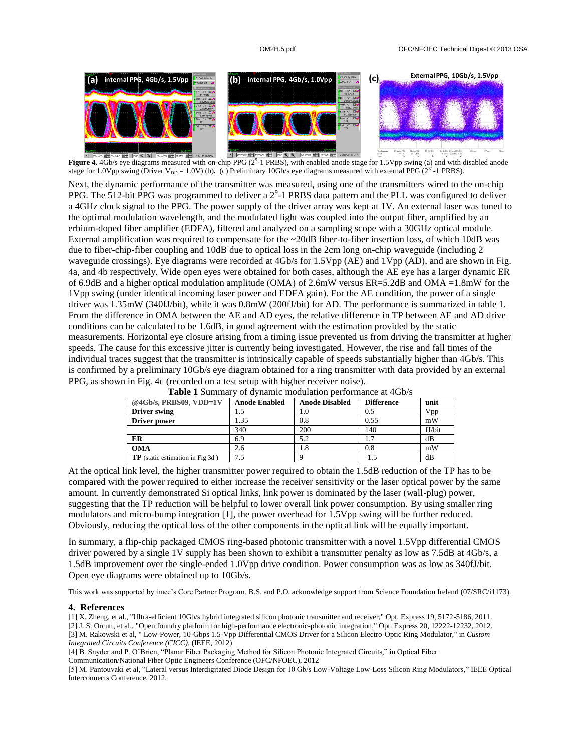(a) internal PPG, 4Gb/s, 1.5Vpp

(b) internal PPG, 4Gb/s, 1.0Vpp

(c) External PPG, 10Gb/s, 1.5Vpp

**Figure 4.** 4Gb/s eye diagrams measured with on-chip PPG ($2^9$-1 PRBS), with enabled anode stage for 1.5Vpp swing (a) and with disabled anode stage for 1.0Vpp swing (Driver $V_{DD}$ = 1.0V) (b). (c) Preliminary 10Gb/s eye diagrams measured with external PPG ($2^{31}$-1 PRBS).

Next, the dynamic performance of the transmitter was measured, using one of the transmitters wired to the on-chip PPG. The 512-bit PPG was programmed to deliver a $2^9$-1 PRBS data pattern and the PLL was configured to deliver a 4GHz clock signal to the PPG. The power supply of the driver array was kept at 1V. An external laser was tuned to the optimal modulation wavelength, and the modulated light was coupled into the output fiber, amplified by an erbium-doped fiber amplifier (EDFA), filtered and analyzed on a sampling scope with a 30GHz optical module. External amplification was required to compensate for the ~20dB fiber-to-fiber insertion loss, of which 10dB was due to fiber-chip-fiber coupling and 10dB due to optical loss in the 2cm long on-chip waveguide (including 2 waveguide crossings). Eye diagrams were recorded at 4Gb/s for 1.5Vpp (AE) and 1Vpp (AD), and are shown in Fig. 4a, and 4b respectively. Wide open eyes were obtained for both cases, although the AE eye has a larger dynamic ER of 6.9dB and a higher optical modulation amplitude (OMA) of 2.6mW versus ER=5.2dB and OMA =1.8mW for the 1Vpp swing (under identical incoming laser power and EDFA gain). For the AE condition, the power of a single driver was 1.35mW (340fJ/bit), while it was 0.8mW (200fJ/bit) for AD. The performance is summarized in table 1. From the difference in OMA between the AE and AD eyes, the relative difference in TP between AE and AD drive conditions can be calculated to be 1.6dB, in good agreement with the estimation provided by the static measurements. Horizontal eye closure arising from a timing issue prevented us from driving the transmitter at higher speeds. The cause for this excessive jitter is currently being investigated. However, the rise and fall times of the individual traces suggest that the transmitter is intrinsically capable of speeds substantially higher than 4Gb/s. This is confirmed by a preliminary 10Gb/s eye diagram obtained for a ring transmitter with data provided by an external PPG, as shown in Fig. 4c (recorded on a test setup with higher receiver noise).

**Table 1** Summary of dynamic modulation performance at 4Gb/s

| @4Gb/s, PRBS09, VDD=1V | Anode Enabled | Anode Disabled | Difference | unit |
|---|---|---|---|---|
| **Driver swing** | 1.5 | 1.0 | 0.5 | Vpp |
| **Driver power** | 1.35 | 0.8 | 0.55 | mW |
| | 340 | 200 | 140 | fJ/bit |
| **ER** | 6.9 | 5.2 | 1.7 | dB |
| **OMA** | 2.6 | 1.8 | 0.8 | mW |
| **TP** (static estimation in Fig 3d ) | 7.5 | 9 | -1.5 | dB |

At the optical link level, the higher transmitter power required to obtain the 1.5dB reduction of the TP has to be compared with the power required to either increase the receiver sensitivity or the laser optical power by the same amount. In currently demonstrated Si optical links, link power is dominated by the laser (wall-plug) power, suggesting that the TP reduction will be helpful to lower overall link power consumption. By using smaller ring modulators and micro-bump integration [1], the power overhead for 1.5Vpp swing will be further reduced. Obviously, reducing the optical loss of the other components in the optical link will be equally important.

In summary, a flip-chip packaged CMOS ring-based photonic transmitter with a novel 1.5Vpp differential CMOS driver powered by a single 1V supply has been shown to exhibit a transmitter penalty as low as 7.5dB at 4Gb/s, a 1.5dB improvement over the single-ended 1.0Vpp drive condition. Power consumption was as low as 340fJ/bit. Open eye diagrams were obtained up to 10Gb/s.

This work was supported by imec's Core Partner Program. B.S. and P.O. acknowledge support from Science Foundation Ireland (07/SRC/i1173).

## 4. References

[1] X. Zheng, et al., "Ultra-efficient 10Gb/s hybrid integrated silicon photonic transmitter and receiver," Opt. Express 19, 5172-5186, 2011.

[2] J. S. Orcutt, et al., "Open foundry platform for high-performance electronic-photonic integration," Opt. Express 20, 12222-12232, 2012.

[3] M. Rakowski et al, " Low-Power, 10-Gbps 1.5-Vpp Differential CMOS Driver for a Silicon Electro-Optic Ring Modulator," in *Custom Integrated Circuits Conference (CICC)*, (IEEE, 2012)

[4] B. Snyder and P. O'Brien, "Planar Fiber Packaging Method for Silicon Photonic Integrated Circuits," in Optical Fiber Communication/National Fiber Optic Engineers Conference (OFC/NFOEC), 2012

[5] M. Pantouvaki et al, "Lateral versus Interdigitated Diode Design for 10 Gb/s Low-Voltage Low-Loss Silicon Ring Modulators," IEEE Optical Interconnects Conference, 2012.